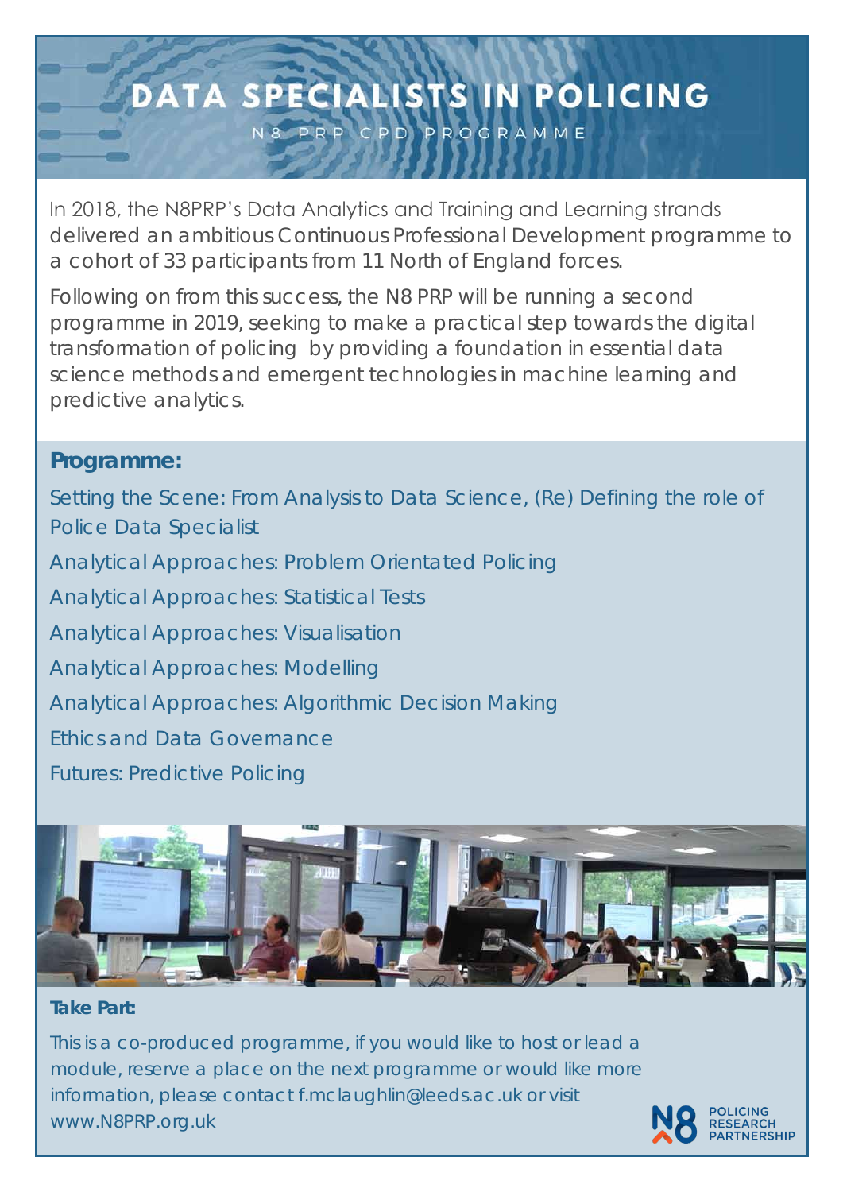# DATA SPECIALISTS IN POLICING

N8 PRP CPD PROGRAMME

In 2018, the N8PRP's Data Analytics and Training and Learning strands delivered an ambitious Continuous Professional Development programme to a cohort of 33 participants from 11 North of England forces.

Following on from this success, the N8 PRP will be running a second programme in 2019, seeking to make a practical step towards the digital transformation of policing by providing a foundation in essential data science methods and emergent technologies in machine learning and predictive analytics.

## Programme:

Setting the Scene: From Analysis to Data Science, (Re) Defining the role of Police Data Specialist

Analytical Approaches: Problem Orientated Policing

Analytical Approaches: Statistical Tests

Analytical Approaches: Visualisation

Analytical Approaches: Modelling

Analytical Approaches: Algorithmic Decision Making

Ethics and Data Governance

Futures: Predictive Policing

**Take Part:**

This is a co-produced programme, if you would like to host or lead a module, reserve a place on the next programme or would like more information, please contact f.mclaughlin@leeds.ac.uk or visit www.N8PRP.org.uk

N8 POLICING RESEARCH PARTNERSHIP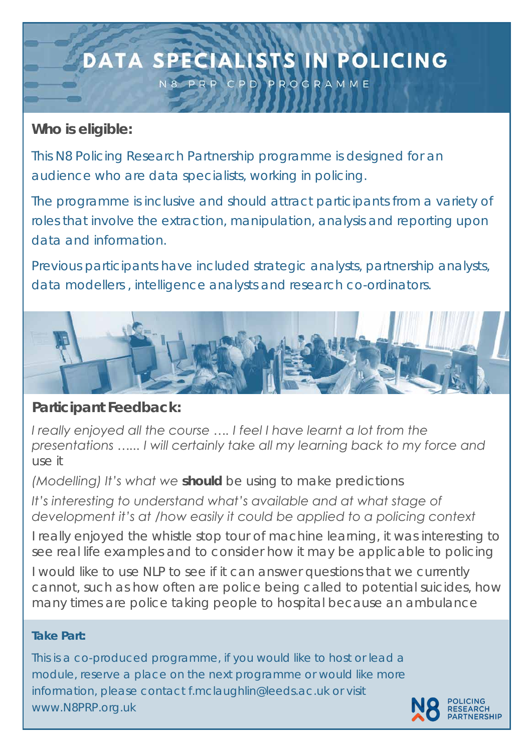# DATA SPECIALISTS IN POLICING

N8 PRP CPD PROGRAMME

**Who is eligible:**

This N8 Policing Research Partnership programme is designed for an audience who are data specialists, working in policing.

The programme is inclusive and should attract participants from a variety of roles that involve the extraction, manipulation, analysis and reporting upon data and information.

Previous participants have included strategic analysts, partnership analysts, data modellers , intelligence analysts and research co-ordinators.

**Participant Feedback:**

*I really enjoyed all the course …. I feel I have learnt a lot from the presentations …... I will certainly take all my learning back to my force and* use it

*(Modelling) It's what we* **should** be using to make predictions

*It's interesting to understand what's available and at what stage of development it's at /how easily it could be applied to a policing context*

I really enjoyed the whistle stop tour of machine learning, it was interesting to see real life examples and to consider how it may be applicable to policing

I would like to use NLP to see if it can answer questions that we currently cannot, such as how often are police being called to potential suicides, how many times are police taking people to hospital because an ambulance

**Take Part:**

This is a co-produced programme, if you would like to host or lead a module, reserve a place on the next programme or would like more information, please contact f.mclaughlin@leeds.ac.uk or visit www.N8PRP.org.uk

N8 POLICING RESEARCH PARTNERSHIP